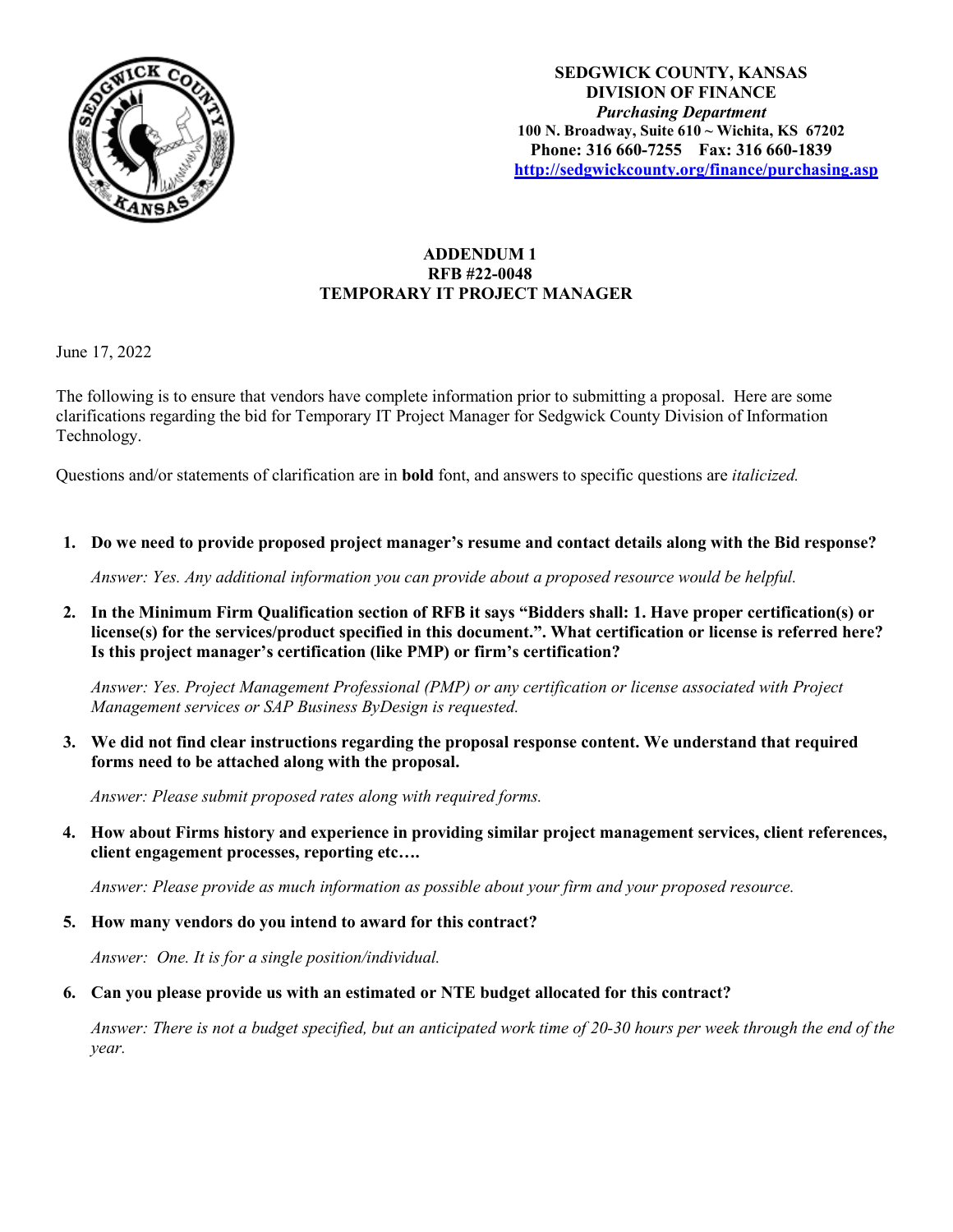**SEDGWICK COUNTY, KANSAS**
**DIVISION OF FINANCE**
***Purchasing Department***
**100 N. Broadway, Suite 610 ~ Wichita, KS 67202**
**Phone: 316 660-7255 Fax: 316 660-1839**
**http://sedgwickcounty.org/finance/purchasing.asp**

# ADDENDUM 1
## RFB #22-0048
## TEMPORARY IT PROJECT MANAGER

June 17, 2022

The following is to ensure that vendors have complete information prior to submitting a proposal. Here are some clarifications regarding the bid for Temporary IT Project Manager for Sedgwick County Division of Information Technology.

Questions and/or statements of clarification are in **bold** font, and answers to specific questions are *italicized.*

1. **Do we need to provide proposed project manager's resume and contact details along with the Bid response?**

   *Answer: Yes. Any additional information you can provide about a proposed resource would be helpful.*

2. **In the Minimum Firm Qualification section of RFB it says "Bidders shall: 1. Have proper certification(s) or license(s) for the services/product specified in this document.". What certification or license is referred here? Is this project manager's certification (like PMP) or firm's certification?**

   *Answer: Yes. Project Management Professional (PMP) or any certification or license associated with Project Management services or SAP Business ByDesign is requested.*

3. **We did not find clear instructions regarding the proposal response content. We understand that required forms need to be attached along with the proposal.**

   *Answer: Please submit proposed rates along with required forms.*

4. **How about Firms history and experience in providing similar project management services, client references, client engagement processes, reporting etc….**

   *Answer: Please provide as much information as possible about your firm and your proposed resource.*

5. **How many vendors do you intend to award for this contract?**

   *Answer: One. It is for a single position/individual.*

6. **Can you please provide us with an estimated or NTE budget allocated for this contract?**

   *Answer: There is not a budget specified, but an anticipated work time of 20-30 hours per week through the end of the year.*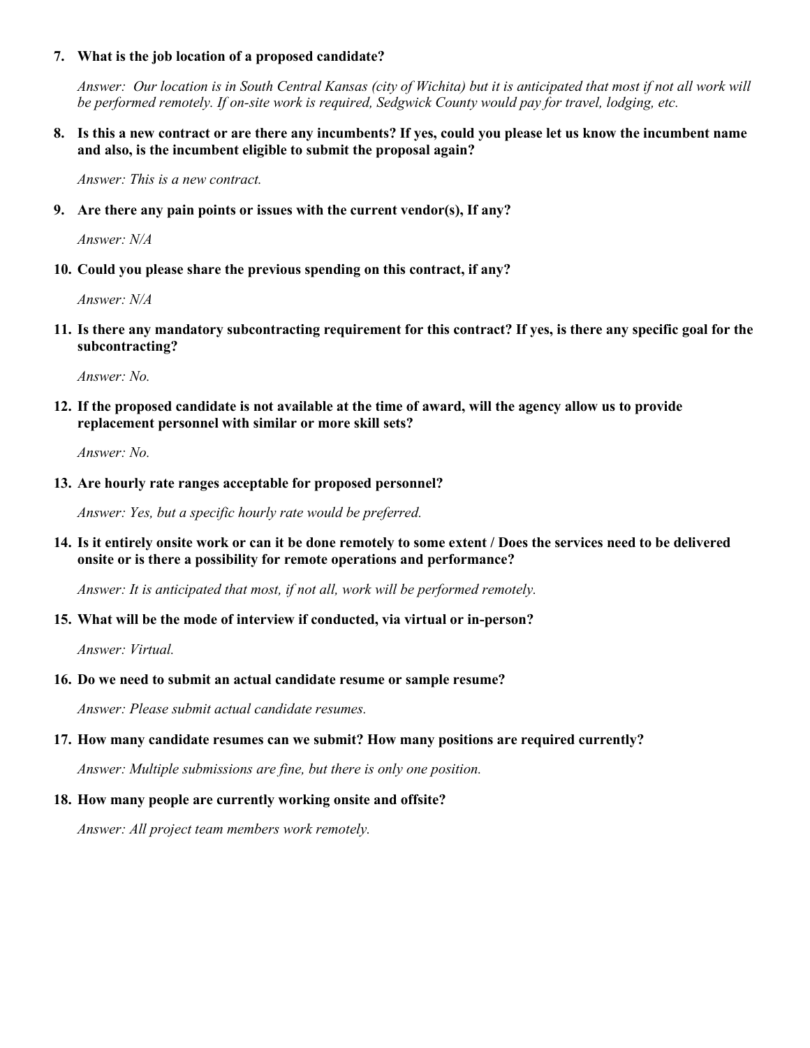7. **What is the job location of a proposed candidate?**

   *Answer: Our location is in South Central Kansas (city of Wichita) but it is anticipated that most if not all work will be performed remotely. If on-site work is required, Sedgwick County would pay for travel, lodging, etc.*

8. **Is this a new contract or are there any incumbents? If yes, could you please let us know the incumbent name and also, is the incumbent eligible to submit the proposal again?**

   *Answer: This is a new contract.*

9. **Are there any pain points or issues with the current vendor(s), If any?**

   *Answer: N/A*

10. **Could you please share the previous spending on this contract, if any?**

    *Answer: N/A*

11. **Is there any mandatory subcontracting requirement for this contract? If yes, is there any specific goal for the subcontracting?**

    *Answer: No.*

12. **If the proposed candidate is not available at the time of award, will the agency allow us to provide replacement personnel with similar or more skill sets?**

    *Answer: No.*

13. **Are hourly rate ranges acceptable for proposed personnel?**

    *Answer: Yes, but a specific hourly rate would be preferred.*

14. **Is it entirely onsite work or can it be done remotely to some extent / Does the services need to be delivered onsite or is there a possibility for remote operations and performance?**

    *Answer: It is anticipated that most, if not all, work will be performed remotely.*

15. **What will be the mode of interview if conducted, via virtual or in-person?**

    *Answer: Virtual.*

16. **Do we need to submit an actual candidate resume or sample resume?**

    *Answer: Please submit actual candidate resumes.*

17. **How many candidate resumes can we submit? How many positions are required currently?**

    *Answer: Multiple submissions are fine, but there is only one position.*

18. **How many people are currently working onsite and offsite?**

    *Answer: All project team members work remotely.*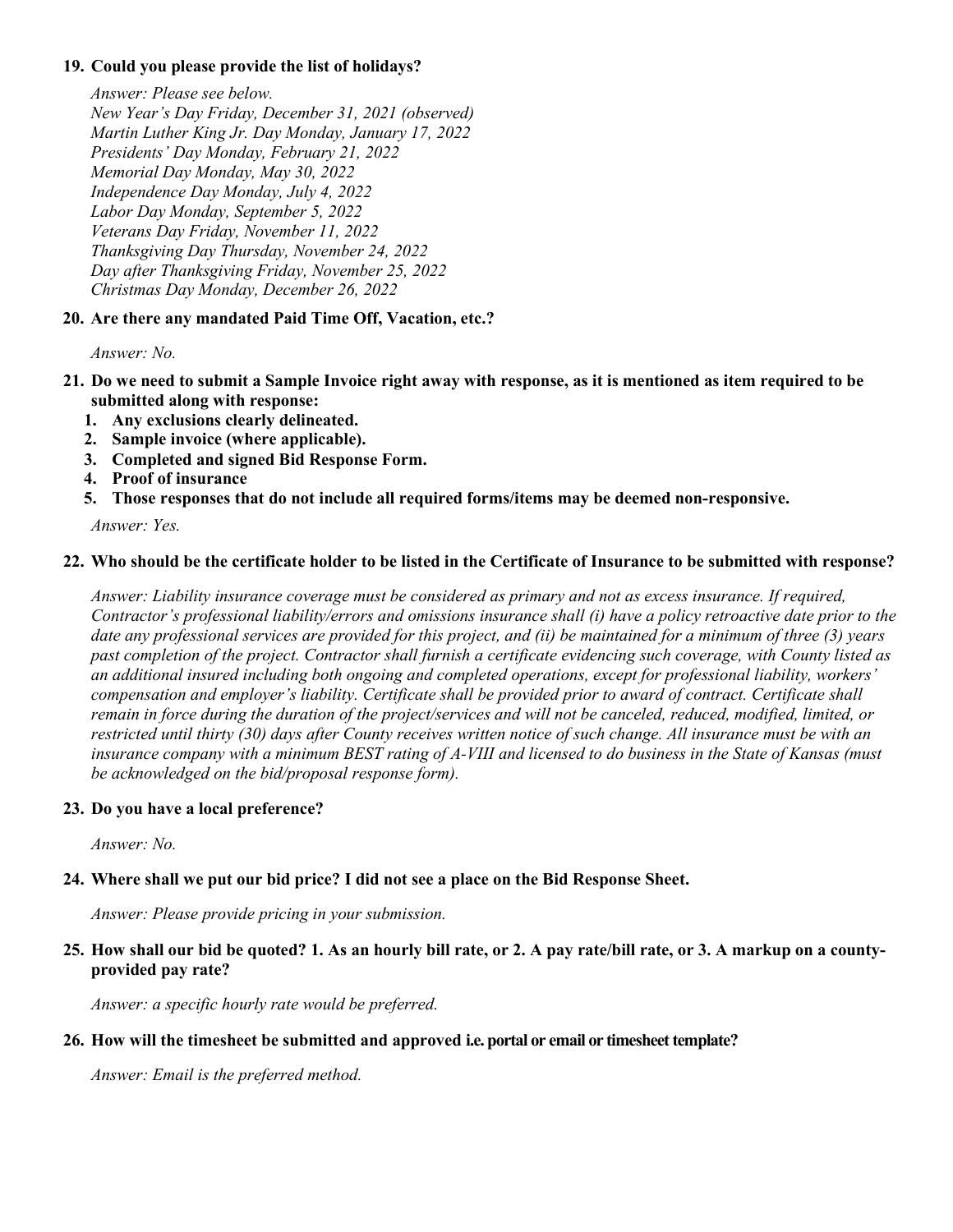**19. Could you please provide the list of holidays?**

*Answer: Please see below.*
*New Year's Day Friday, December 31, 2021 (observed)*
*Martin Luther King Jr. Day Monday, January 17, 2022*
*Presidents' Day Monday, February 21, 2022*
*Memorial Day Monday, May 30, 2022*
*Independence Day Monday, July 4, 2022*
*Labor Day Monday, September 5, 2022*
*Veterans Day Friday, November 11, 2022*
*Thanksgiving Day Thursday, November 24, 2022*
*Day after Thanksgiving Friday, November 25, 2022*
*Christmas Day Monday, December 26, 2022*

**20. Are there any mandated Paid Time Off, Vacation, etc.?**

*Answer: No.*

**21. Do we need to submit a Sample Invoice right away with response, as it is mentioned as item required to be submitted along with response:**

1. **Any exclusions clearly delineated.**
2. **Sample invoice (where applicable).**
3. **Completed and signed Bid Response Form.**
4. **Proof of insurance**
5. **Those responses that do not include all required forms/items may be deemed non-responsive.**

*Answer: Yes.*

**22. Who should be the certificate holder to be listed in the Certificate of Insurance to be submitted with response?**

*Answer: Liability insurance coverage must be considered as primary and not as excess insurance. If required, Contractor's professional liability/errors and omissions insurance shall (i) have a policy retroactive date prior to the date any professional services are provided for this project, and (ii) be maintained for a minimum of three (3) years past completion of the project. Contractor shall furnish a certificate evidencing such coverage, with County listed as an additional insured including both ongoing and completed operations, except for professional liability, workers' compensation and employer's liability. Certificate shall be provided prior to award of contract. Certificate shall remain in force during the duration of the project/services and will not be canceled, reduced, modified, limited, or restricted until thirty (30) days after County receives written notice of such change. All insurance must be with an insurance company with a minimum BEST rating of A-VIII and licensed to do business in the State of Kansas (must be acknowledged on the bid/proposal response form).*

**23. Do you have a local preference?**

*Answer: No.*

**24. Where shall we put our bid price? I did not see a place on the Bid Response Sheet.**

*Answer: Please provide pricing in your submission.*

**25. How shall our bid be quoted? 1. As an hourly bill rate, or 2. A pay rate/bill rate, or 3. A markup on a county-provided pay rate?**

*Answer: a specific hourly rate would be preferred.*

**26. How will the timesheet be submitted and approved i.e. portal or email or timesheet template?**

*Answer: Email is the preferred method.*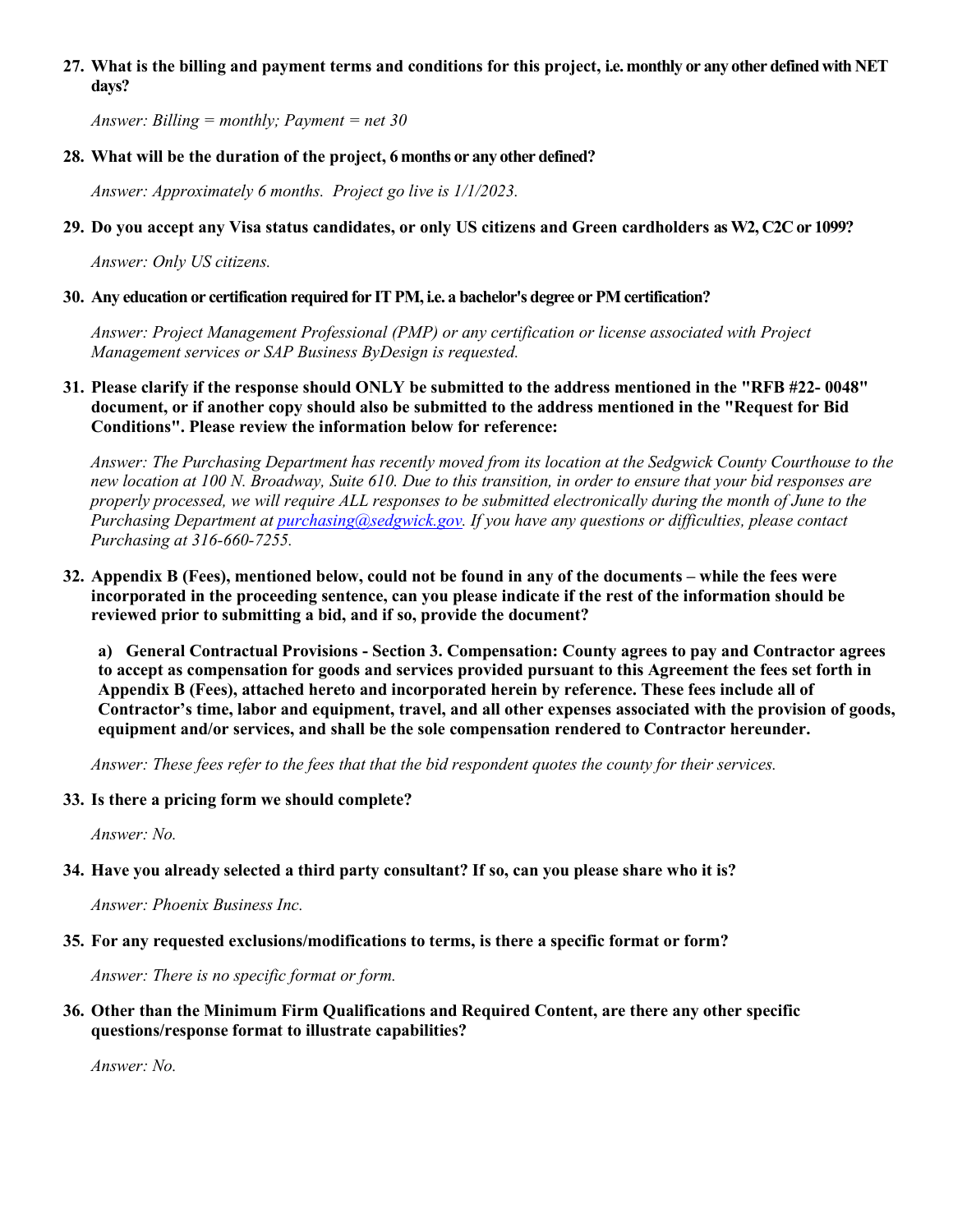27. **What is the billing and payment terms and conditions for this project, i.e. monthly or any other defined with NET days?**

    *Answer: Billing = monthly; Payment = net 30*

28. **What will be the duration of the project, 6 months or any other defined?**

    *Answer: Approximately 6 months. Project go live is 1/1/2023.*

29. **Do you accept any Visa status candidates, or only US citizens and Green cardholders as W2, C2C or 1099?**

    *Answer: Only US citizens.*

30. **Any education or certification required for IT PM, i.e. a bachelor's degree or PM certification?**

    *Answer: Project Management Professional (PMP) or any certification or license associated with Project Management services or SAP Business ByDesign is requested.*

31. **Please clarify if the response should ONLY be submitted to the address mentioned in the "RFB #22- 0048" document, or if another copy should also be submitted to the address mentioned in the "Request for Bid Conditions". Please review the information below for reference:**

    *Answer: The Purchasing Department has recently moved from its location at the Sedgwick County Courthouse to the new location at 100 N. Broadway, Suite 610. Due to this transition, in order to ensure that your bid responses are properly processed, we will require ALL responses to be submitted electronically during the month of June to the Purchasing Department at [purchasing@sedgwick.gov](mailto:purchasing@sedgwick.gov). If you have any questions or difficulties, please contact Purchasing at 316-660-7255.*

32. **Appendix B (Fees), mentioned below, could not be found in any of the documents – while the fees were incorporated in the proceeding sentence, can you please indicate if the rest of the information should be reviewed prior to submitting a bid, and if so, provide the document?**

    **a) General Contractual Provisions - Section 3. Compensation: County agrees to pay and Contractor agrees to accept as compensation for goods and services provided pursuant to this Agreement the fees set forth in Appendix B (Fees), attached hereto and incorporated herein by reference. These fees include all of Contractor's time, labor and equipment, travel, and all other expenses associated with the provision of goods, equipment and/or services, and shall be the sole compensation rendered to Contractor hereunder.**

    *Answer: These fees refer to the fees that that the bid respondent quotes the county for their services.*

33. **Is there a pricing form we should complete?**

    *Answer: No.*

34. **Have you already selected a third party consultant? If so, can you please share who it is?**

    *Answer: Phoenix Business Inc.*

35. **For any requested exclusions/modifications to terms, is there a specific format or form?**

    *Answer: There is no specific format or form.*

36. **Other than the Minimum Firm Qualifications and Required Content, are there any other specific questions/response format to illustrate capabilities?**

    *Answer: No.*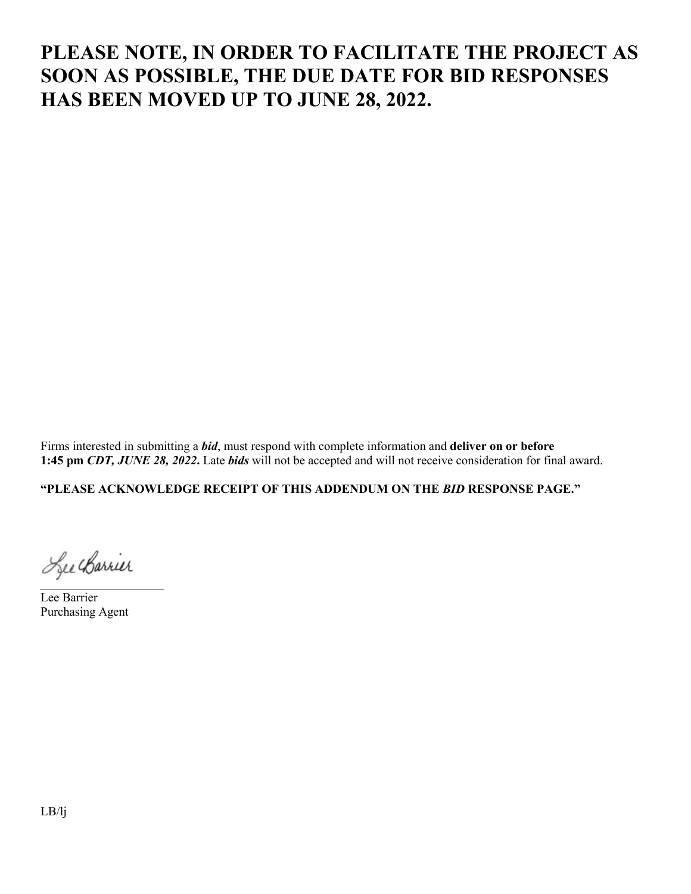# PLEASE NOTE, IN ORDER TO FACILITATE THE PROJECT AS SOON AS POSSIBLE, THE DUE DATE FOR BID RESPONSES HAS BEEN MOVED UP TO JUNE 28, 2022.

Firms interested in submitting a ***bid***, must respond with complete information and **deliver on or before 1:45 pm *CDT, JUNE 28, 2022*.** Late ***bids*** will not be accepted and will not receive consideration for final award.

**"PLEASE ACKNOWLEDGE RECEIPT OF THIS ADDENDUM ON THE *BID* RESPONSE PAGE."**

Lee Barrier

Lee Barrier
Purchasing Agent

LB/lj